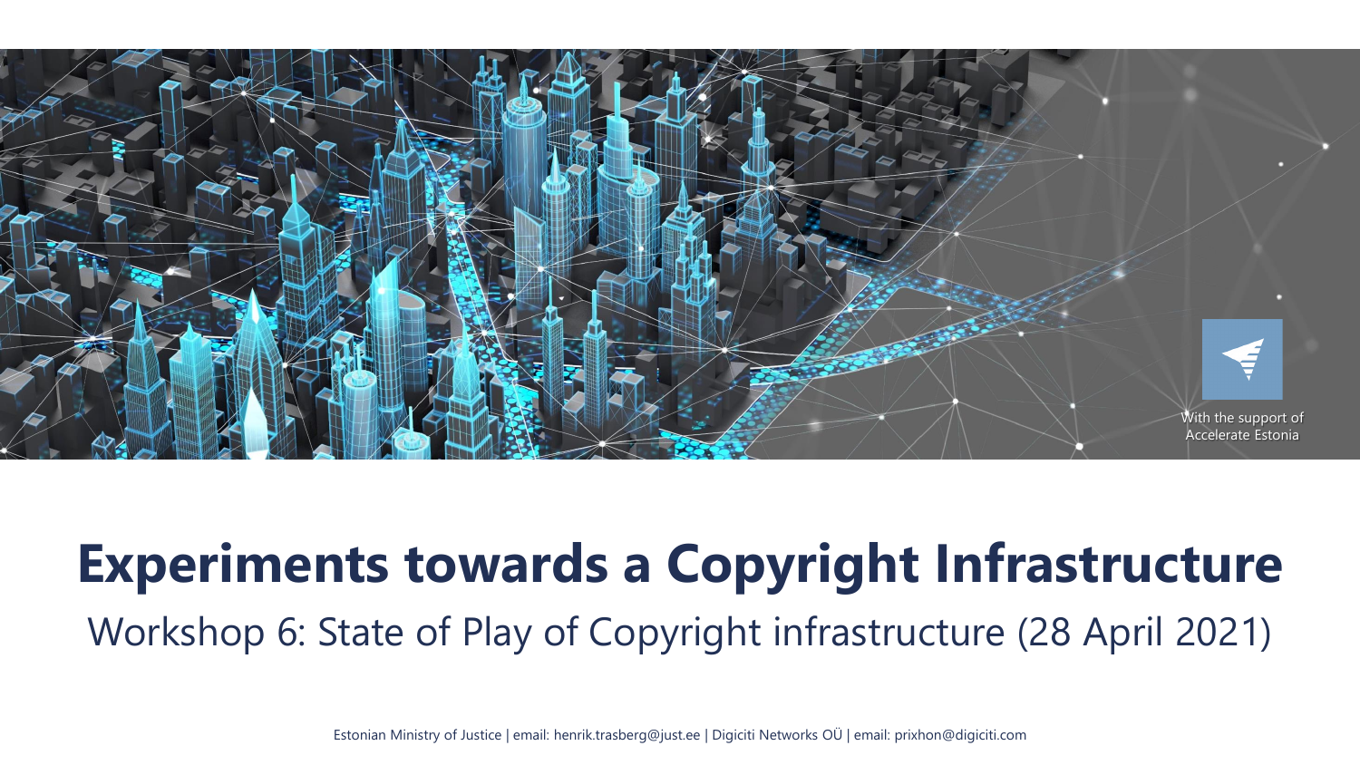With the support of Accelerate Estonia

# Experiments towards a Copyright Infrastructure

## Workshop 6: State of Play of Copyright infrastructure (28 April 2021)

Estonian Ministry of Justice | email: henrik.trasberg@just.ee | Digiciti Networks OÜ | email: prixhon@digiciti.com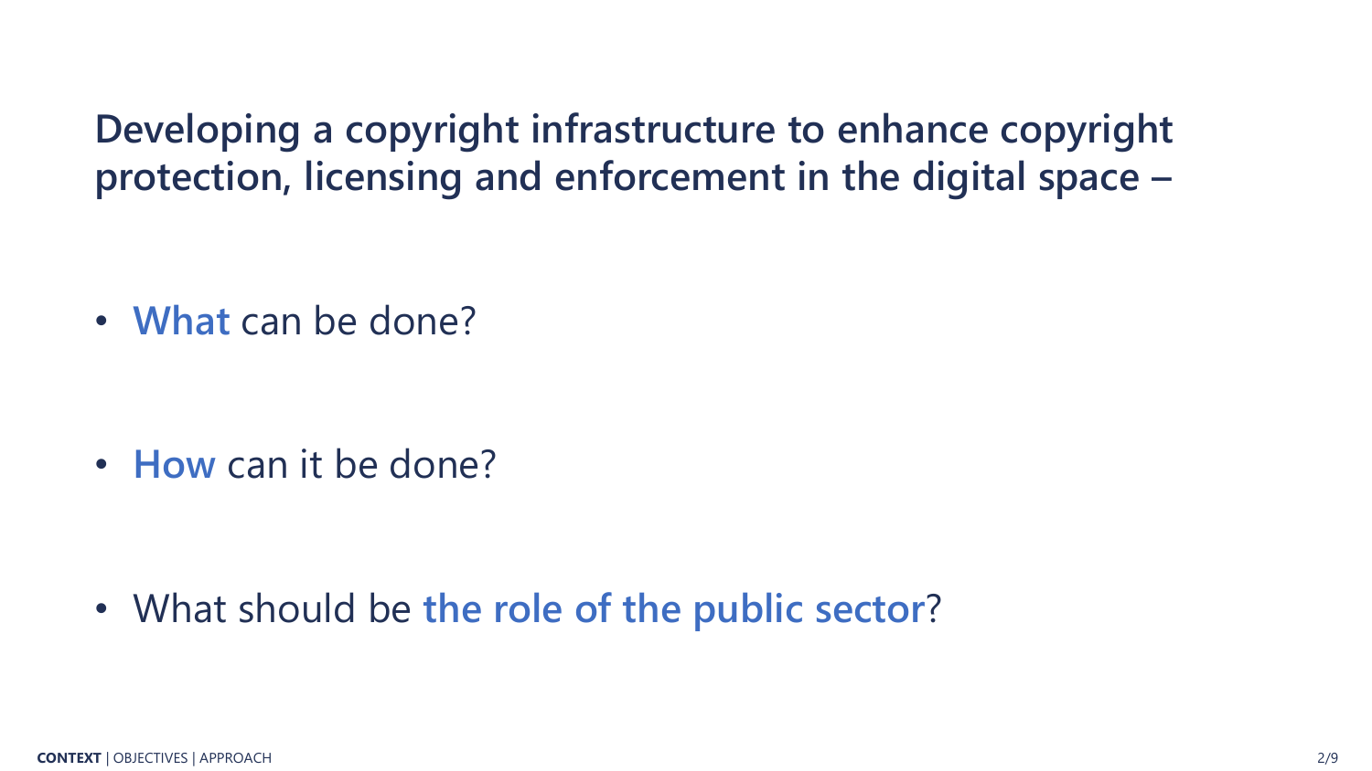## Developing a copyright infrastructure to enhance copyright protection, licensing and enforcement in the digital space –

- **What** can be done?
- **How** can it be done?
- What should be **the role of the public sector**?

**CONTEXT** | OBJECTIVES | APPROACH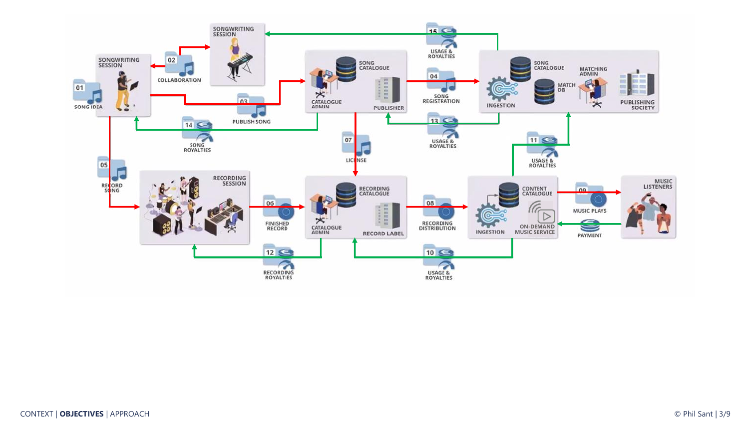SONGWRITING SESSION

SONGWRITING SESSION

01 SONG IDEA

02 COLLABORATION

03 PUBLISH SONG

14 SONG ROYALTIES

SONG CATALOGUE

CATALOGUE ADMIN

PUBLISHER

15 USAGE & ROYALTIES

04 SONG REGISTRATION

13 USAGE & ROYALTIES

SONG CATALOGUE

MATCHING ADMIN

MATCH DB

INGESTION

PUBLISHING SOCIETY

05 RECORD SONG

RECORDING SESSION

06 FINISHED RECORD

07 LICENSE

RECORDING CATALOGUE

CATALOGUE ADMIN

RECORD LABEL

08 RECORDING DISTRIBUTION

11 USAGE & ROYALTIES

CONTENT CATALOGUE

INGESTION

ON-DEMAND MUSIC SERVICE

09 MUSIC PLAYS

PAYMENT

MUSIC LISTENERS

12 RECORDING ROYALTIES

10 USAGE & ROYALTIES

CONTEXT | **OBJECTIVES** | APPROACH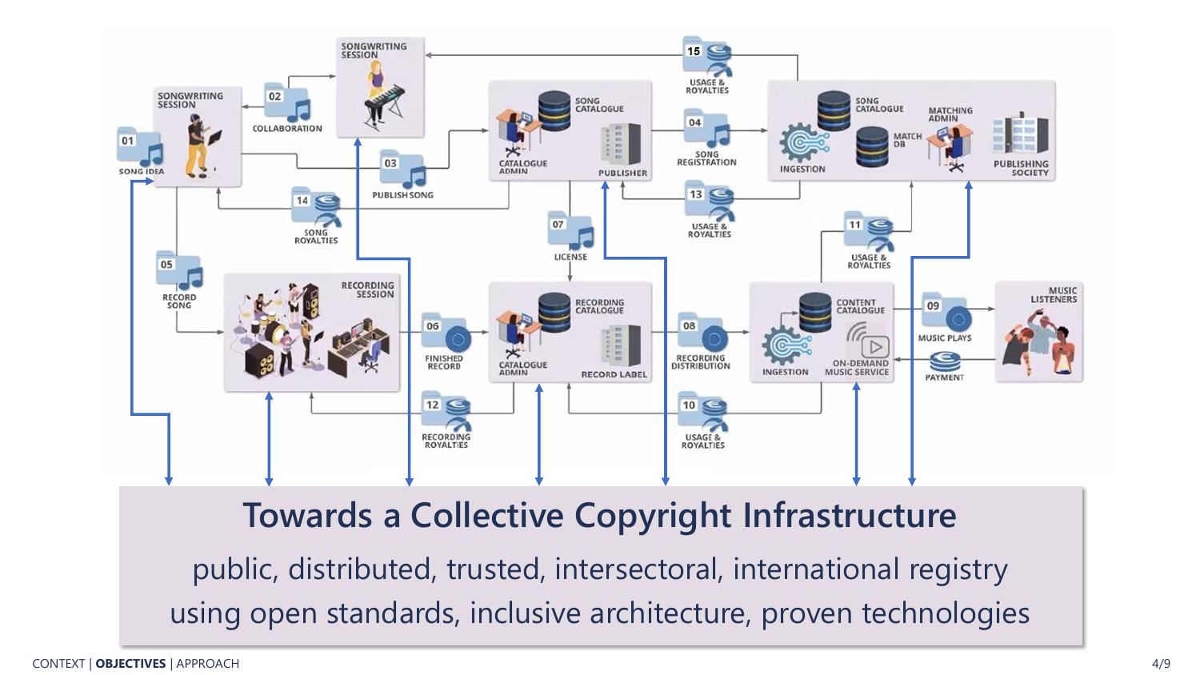SONGWRITING SESSION

SONGWRITING SESSION

01 SONG IDEA

02 COLLABORATION

03 PUBLISH SONG

04 SONG REGISTRATION

05 RECORD SONG

06 FINISHED RECORD

07 LICENSE

08 RECORDING DISTRIBUTION

09 MUSIC PLAYS

10 USAGE & ROYALTIES

11 USAGE & ROYALTIES

12 RECORDING ROYALTIES

13 USAGE & ROYALTIES

14 SONG ROYALTIES

15 USAGE & ROYALTIES

SONG CATALOGUE · CATALOGUE ADMIN · PUBLISHER

SONG CATALOGUE · MATCHING ADMIN · MATCH DB · INGESTION · PUBLISHING SOCIETY

RECORDING SESSION

RECORDING CATALOGUE · CATALOGUE ADMIN · RECORD LABEL

CONTENT CATALOGUE · INGESTION · ON-DEMAND MUSIC SERVICE

MUSIC LISTENERS

PAYMENT

# Towards a Collective Copyright Infrastructure

public, distributed, trusted, intersectoral, international registry

using open standards, inclusive architecture, proven technologies

CONTEXT | **OBJECTIVES** | APPROACH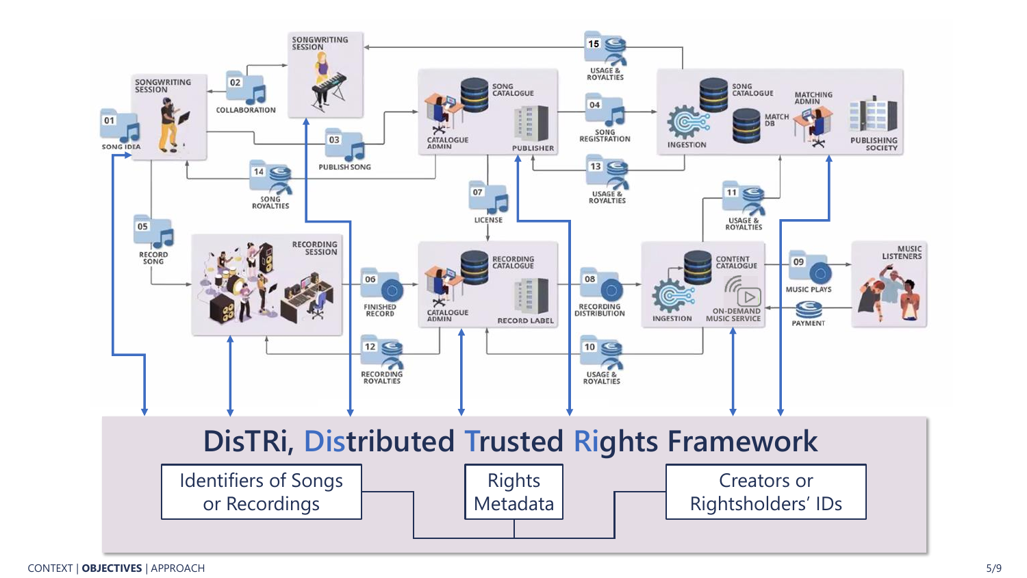SONGWRITING SESSION

01 SONG IDEA

02 COLLABORATION

SONGWRITING SESSION

03 PUBLISH SONG

SONG CATALOGUE

CATALOGUE ADMIN

PUBLISHER

15 USAGE & ROYALTIES

04 SONG REGISTRATION

SONG CATALOGUE

MATCHING ADMIN

MATCH DB

INGESTION

PUBLISHING SOCIETY

14 SONG ROYALTIES

13 USAGE & ROYALTIES

07 LICENSE

11 USAGE & ROYALTIES

05 RECORD SONG

RECORDING SESSION

06 FINISHED RECORD

RECORDING CATALOGUE

CATALOGUE ADMIN

RECORD LABEL

08 RECORDING DISTRIBUTION

CONTENT CATALOGUE

INGESTION

ON-DEMAND MUSIC SERVICE

09 MUSIC PLAYS

PAYMENT

MUSIC LISTENERS

12 RECORDING ROYALTIES

10 USAGE & ROYALTIES

# DisTRi, Distributed Trusted Rights Framework

Identifiers of Songs or Recordings

Rights Metadata

Creators or Rightsholders' IDs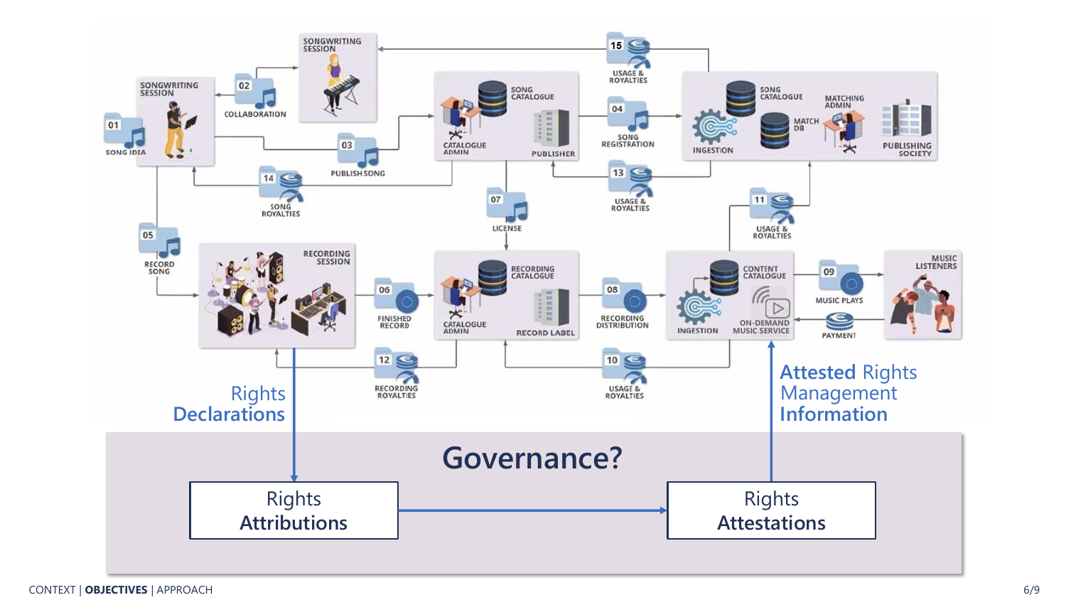SONGWRITING SESSION

01 SONG IDEA

02 COLLABORATION

SONGWRITING SESSION

03 PUBLISH SONG

SONG CATALOGUE

CATALOGUE ADMIN

PUBLISHER

04 SONG REGISTRATION

15 USAGE & ROYALTIES

SONG CATALOGUE

MATCHING ADMIN

MATCH DB

INGESTION

PUBLISHING SOCIETY

14 SONG ROYALTIES

13 USAGE & ROYALTIES

07 LICENSE

05 RECORD SONG

RECORDING SESSION

06 FINISHED RECORD

RECORDING CATALOGUE

CATALOGUE ADMIN

RECORD LABEL

08 RECORDING DISTRIBUTION

11 USAGE & ROYALTIES

CONTENT CATALOGUE

INGESTION

ON-DEMAND MUSIC SERVICE

09 MUSIC PLAYS

PAYMENT

MUSIC LISTENERS

12 RECORDING ROYALTIES

10 USAGE & ROYALTIES

Rights **Declarations**

Attested Rights Management **Information**

# Governance?

Rights **Attributions**

Rights **Attestations**

CONTEXT | **OBJECTIVES** | APPROACH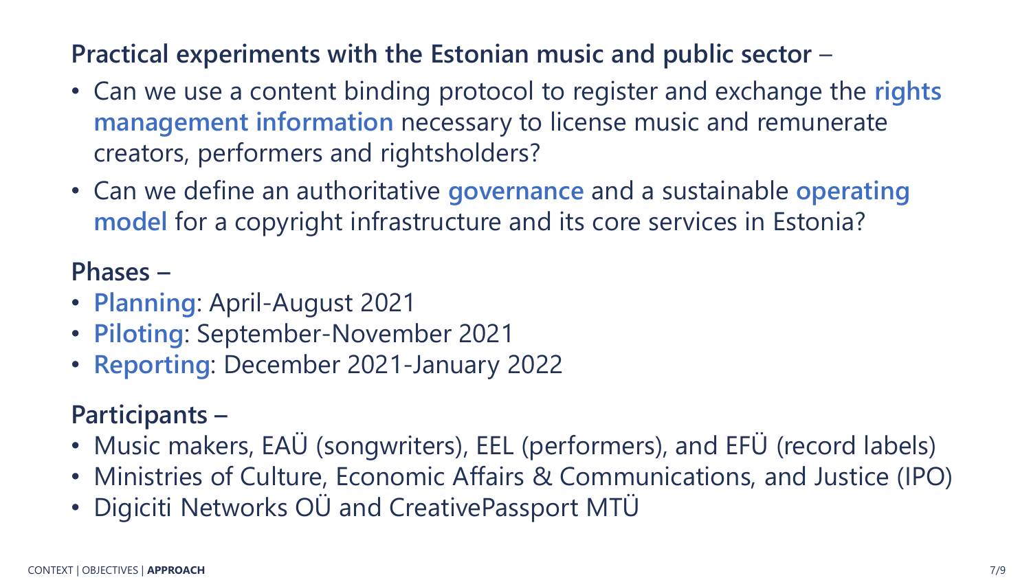## Practical experiments with the Estonian music and public sector –

- Can we use a content binding protocol to register and exchange the **rights management information** necessary to license music and remunerate creators, performers and rightsholders?
- Can we define an authoritative **governance** and a sustainable **operating model** for a copyright infrastructure and its core services in Estonia?

## Phases –

- **Planning**: April-August 2021
- **Piloting**: September-November 2021
- **Reporting**: December 2021-January 2022

## Participants –

- Music makers, EAÜ (songwriters), EEL (performers), and EFÜ (record labels)
- Ministries of Culture, Economic Affairs & Communications, and Justice (IPO)
- Digiciti Networks OÜ and CreativePassport MTÜ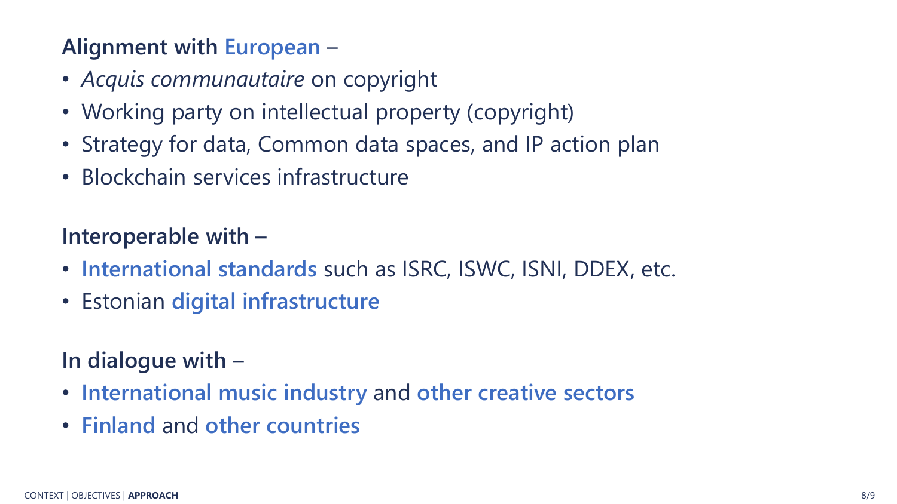**Alignment with European –**

- *Acquis communautaire* on copyright
- Working party on intellectual property (copyright)
- Strategy for data, Common data spaces, and IP action plan
- Blockchain services infrastructure

**Interoperable with –**

- **International standards** such as ISRC, ISWC, ISNI, DDEX, etc.
- Estonian **digital infrastructure**

**In dialogue with –**

- **International music industry** and **other creative sectors**
- **Finland** and **other countries**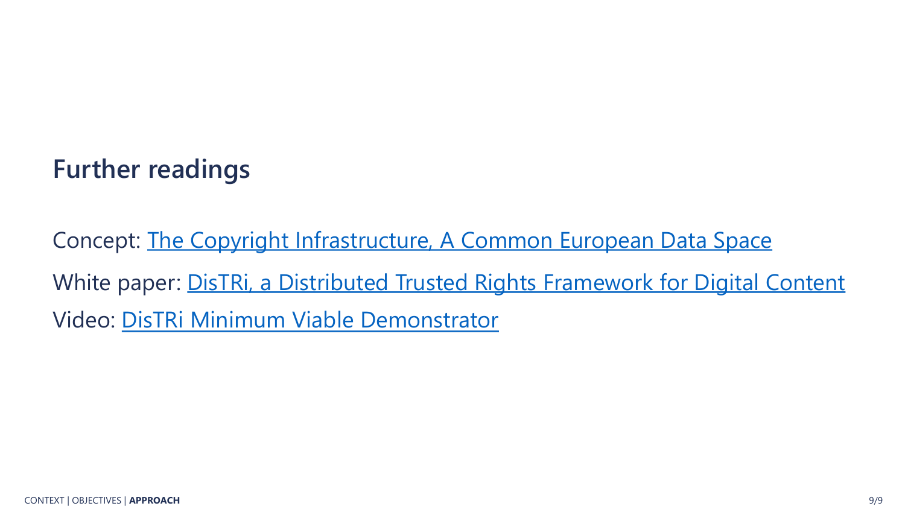## Further readings

Concept: The Copyright Infrastructure, A Common European Data Space

White paper: DisTRi, a Distributed Trusted Rights Framework for Digital Content

Video: DisTRi Minimum Viable Demonstrator